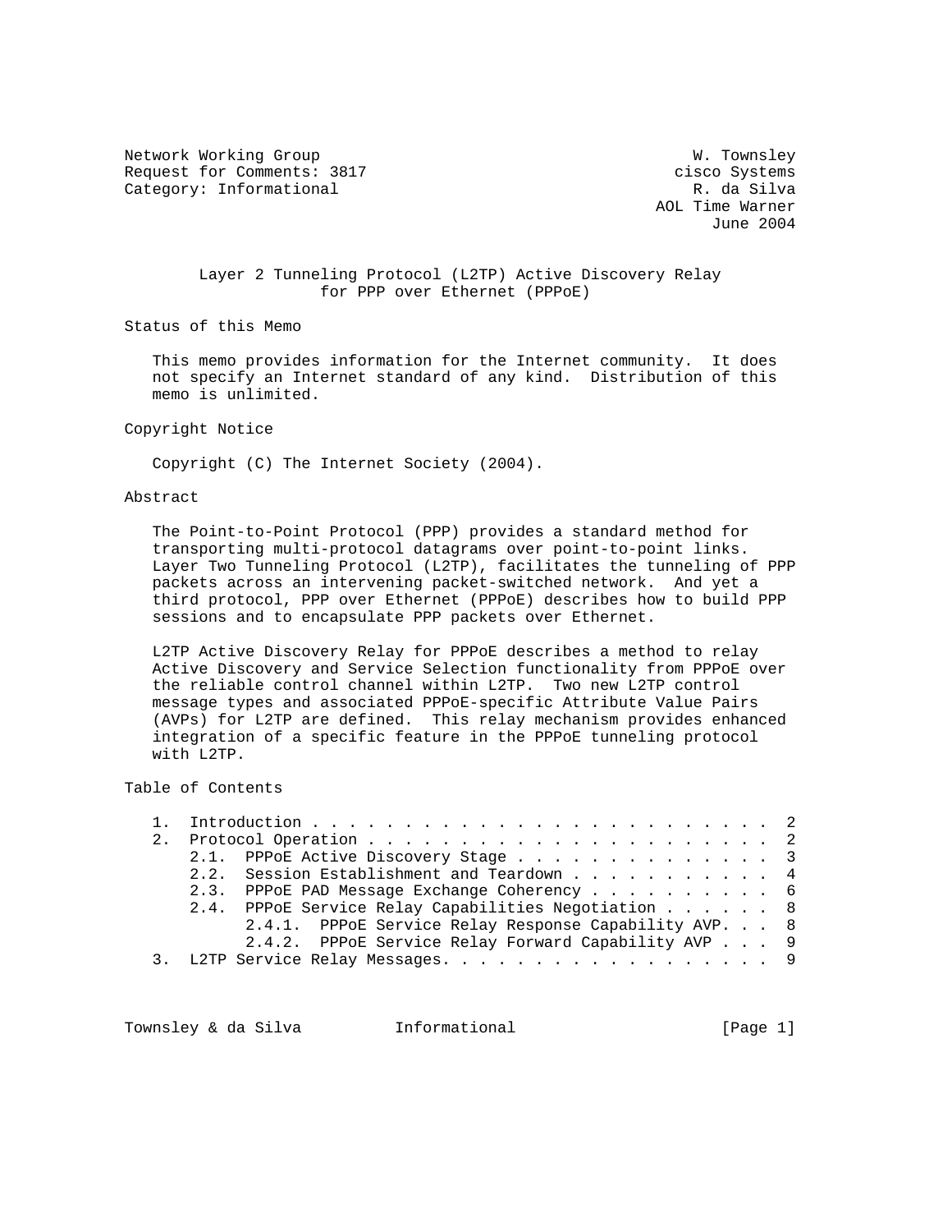Network Working Group W. Townsley
Request for Comments: 3817 cisco Systems
Category: Informational R. da Silva
AOL Time Warner
June 2004

# Layer 2 Tunneling Protocol (L2TP) Active Discovery Relay for PPP over Ethernet (PPPoE)

## Status of this Memo

This memo provides information for the Internet community. It does not specify an Internet standard of any kind. Distribution of this memo is unlimited.

## Copyright Notice

Copyright (C) The Internet Society (2004).

## Abstract

The Point-to-Point Protocol (PPP) provides a standard method for transporting multi-protocol datagrams over point-to-point links. Layer Two Tunneling Protocol (L2TP), facilitates the tunneling of PPP packets across an intervening packet-switched network. And yet a third protocol, PPP over Ethernet (PPPoE) describes how to build PPP sessions and to encapsulate PPP packets over Ethernet.

L2TP Active Discovery Relay for PPPoE describes a method to relay Active Discovery and Service Selection functionality from PPPoE over the reliable control channel within L2TP. Two new L2TP control message types and associated PPPoE-specific Attribute Value Pairs (AVPs) for L2TP are defined. This relay mechanism provides enhanced integration of a specific feature in the PPPoE tunneling protocol with L2TP.

## Table of Contents

```
   1.  Introduction . . . . . . . . . . . . . . . . . . . . . . . . .  2
   2.  Protocol Operation . . . . . . . . . . . . . . . . . . . . . .  2
       2.1.  PPPoE Active Discovery Stage . . . . . . . . . . . . . .  3
       2.2.  Session Establishment and Teardown . . . . . . . . . . .  4
       2.3.  PPPoE PAD Message Exchange Coherency . . . . . . . . . .  6
       2.4.  PPPoE Service Relay Capabilities Negotiation . . . . . .  8
             2.4.1.  PPPoE Service Relay Response Capability AVP. . .  8
             2.4.2.  PPPoE Service Relay Forward Capability AVP . . .  9
   3.  L2TP Service Relay Messages. . . . . . . . . . . . . . . . . .  9
```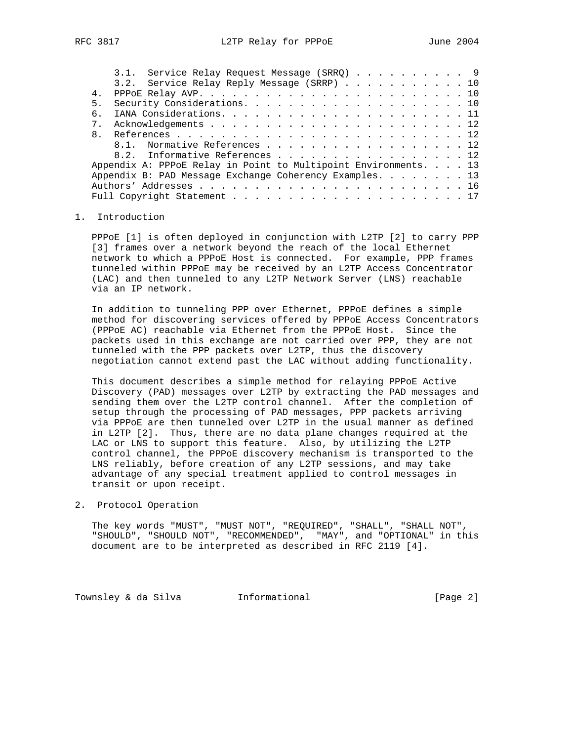3.1. Service Relay Request Message (SRRQ) . . . . . . . . . . 9
3.2. Service Relay Reply Message (SRRP) . . . . . . . . . . . 10
4. PPPoE Relay AVP. . . . . . . . . . . . . . . . . . . . . . . . 10
5. Security Considerations. . . . . . . . . . . . . . . . . . . . 10
6. IANA Considerations. . . . . . . . . . . . . . . . . . . . . . 11
7. Acknowledgements . . . . . . . . . . . . . . . . . . . . . . . 12
8. References . . . . . . . . . . . . . . . . . . . . . . . . . . 12
8.1. Normative References . . . . . . . . . . . . . . . . . . 12
8.2. Informative References . . . . . . . . . . . . . . . . . 12
Appendix A: PPPoE Relay in Point to Multipoint Environments. . . . 13
Appendix B: PAD Message Exchange Coherency Examples. . . . . . . . 13
Authors' Addresses . . . . . . . . . . . . . . . . . . . . . . . . 16
Full Copyright Statement . . . . . . . . . . . . . . . . . . . . . 17

## 1. Introduction

PPPoE [1] is often deployed in conjunction with L2TP [2] to carry PPP [3] frames over a network beyond the reach of the local Ethernet network to which a PPPoE Host is connected. For example, PPP frames tunneled within PPPoE may be received by an L2TP Access Concentrator (LAC) and then tunneled to any L2TP Network Server (LNS) reachable via an IP network.

In addition to tunneling PPP over Ethernet, PPPoE defines a simple method for discovering services offered by PPPoE Access Concentrators (PPPoE AC) reachable via Ethernet from the PPPoE Host. Since the packets used in this exchange are not carried over PPP, they are not tunneled with the PPP packets over L2TP, thus the discovery negotiation cannot extend past the LAC without adding functionality.

This document describes a simple method for relaying PPPoE Active Discovery (PAD) messages over L2TP by extracting the PAD messages and sending them over the L2TP control channel. After the completion of setup through the processing of PAD messages, PPP packets arriving via PPPoE are then tunneled over L2TP in the usual manner as defined in L2TP [2]. Thus, there are no data plane changes required at the LAC or LNS to support this feature. Also, by utilizing the L2TP control channel, the PPPoE discovery mechanism is transported to the LNS reliably, before creation of any L2TP sessions, and may take advantage of any special treatment applied to control messages in transit or upon receipt.

## 2. Protocol Operation

The key words "MUST", "MUST NOT", "REQUIRED", "SHALL", "SHALL NOT", "SHOULD", "SHOULD NOT", "RECOMMENDED", "MAY", and "OPTIONAL" in this document are to be interpreted as described in RFC 2119 [4].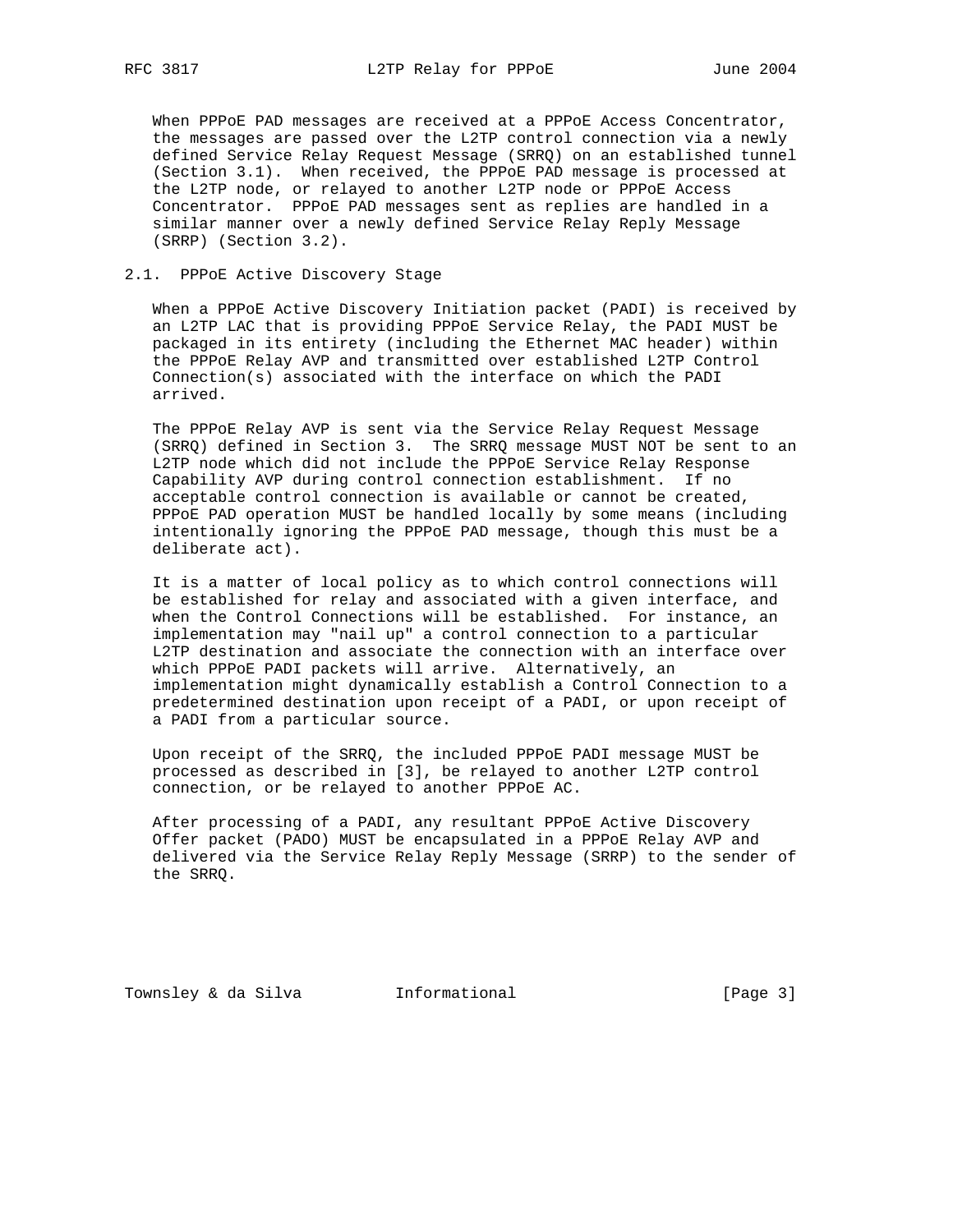When PPPoE PAD messages are received at a PPPoE Access Concentrator, the messages are passed over the L2TP control connection via a newly defined Service Relay Request Message (SRRQ) on an established tunnel (Section 3.1). When received, the PPPoE PAD message is processed at the L2TP node, or relayed to another L2TP node or PPPoE Access Concentrator. PPPoE PAD messages sent as replies are handled in a similar manner over a newly defined Service Relay Reply Message (SRRP) (Section 3.2).

## 2.1. PPPoE Active Discovery Stage

When a PPPoE Active Discovery Initiation packet (PADI) is received by an L2TP LAC that is providing PPPoE Service Relay, the PADI MUST be packaged in its entirety (including the Ethernet MAC header) within the PPPoE Relay AVP and transmitted over established L2TP Control Connection(s) associated with the interface on which the PADI arrived.

The PPPoE Relay AVP is sent via the Service Relay Request Message (SRRQ) defined in Section 3. The SRRQ message MUST NOT be sent to an L2TP node which did not include the PPPoE Service Relay Response Capability AVP during control connection establishment. If no acceptable control connection is available or cannot be created, PPPoE PAD operation MUST be handled locally by some means (including intentionally ignoring the PPPoE PAD message, though this must be a deliberate act).

It is a matter of local policy as to which control connections will be established for relay and associated with a given interface, and when the Control Connections will be established. For instance, an implementation may "nail up" a control connection to a particular L2TP destination and associate the connection with an interface over which PPPoE PADI packets will arrive. Alternatively, an implementation might dynamically establish a Control Connection to a predetermined destination upon receipt of a PADI, or upon receipt of a PADI from a particular source.

Upon receipt of the SRRQ, the included PPPoE PADI message MUST be processed as described in [3], be relayed to another L2TP control connection, or be relayed to another PPPoE AC.

After processing of a PADI, any resultant PPPoE Active Discovery Offer packet (PADO) MUST be encapsulated in a PPPoE Relay AVP and delivered via the Service Relay Reply Message (SRRP) to the sender of the SRRQ.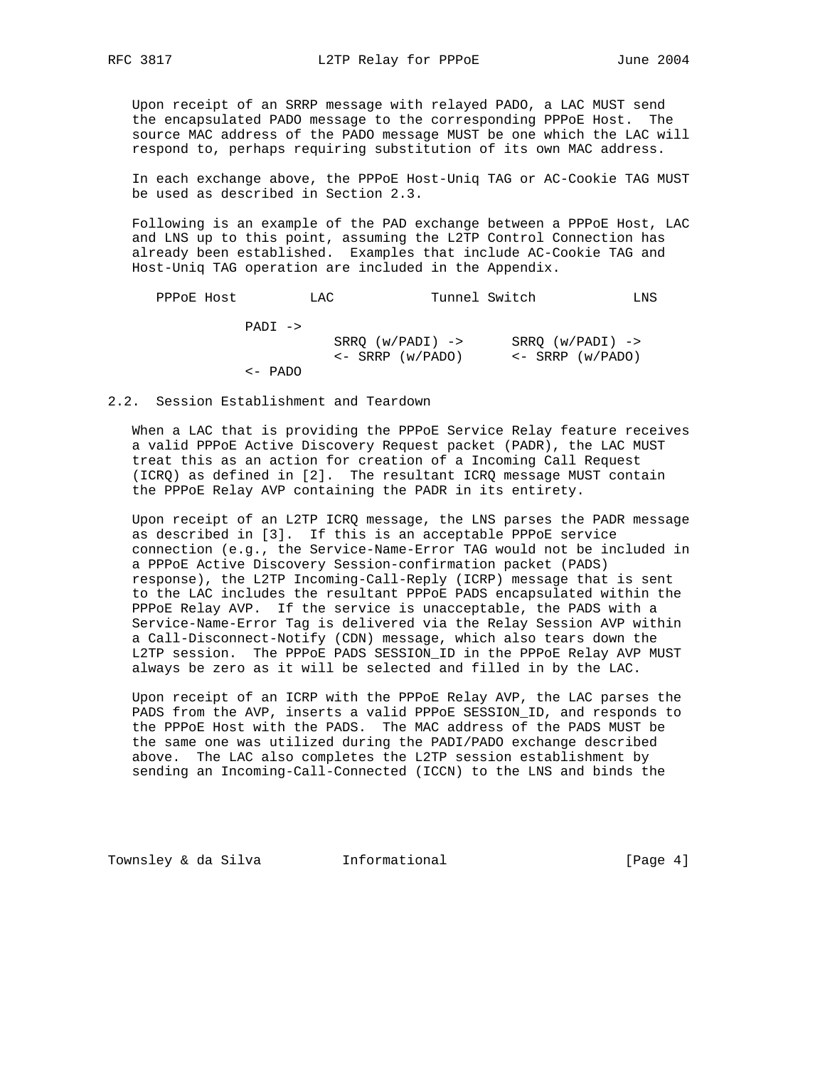Upon receipt of an SRRP message with relayed PADO, a LAC MUST send the encapsulated PADO message to the corresponding PPPoE Host. The source MAC address of the PADO message MUST be one which the LAC will respond to, perhaps requiring substitution of its own MAC address.

In each exchange above, the PPPoE Host-Uniq TAG or AC-Cookie TAG MUST be used as described in Section 2.3.

Following is an example of the PAD exchange between a PPPoE Host, LAC and LNS up to this point, assuming the L2TP Control Connection has already been established. Examples that include AC-Cookie TAG and Host-Uniq TAG operation are included in the Appendix.

```
   PPPoE Host         LAC           Tunnel Switch           LNS

            PADI ->
                       SRRQ (w/PADI) ->      SRRQ (w/PADI) ->
                       <- SRRP (w/PADO)      <- SRRP (w/PADO)
            <- PADO
```

## 2.2. Session Establishment and Teardown

When a LAC that is providing the PPPoE Service Relay feature receives a valid PPPoE Active Discovery Request packet (PADR), the LAC MUST treat this as an action for creation of a Incoming Call Request (ICRQ) as defined in [2]. The resultant ICRQ message MUST contain the PPPoE Relay AVP containing the PADR in its entirety.

Upon receipt of an L2TP ICRQ message, the LNS parses the PADR message as described in [3]. If this is an acceptable PPPoE service connection (e.g., the Service-Name-Error TAG would not be included in a PPPoE Active Discovery Session-confirmation packet (PADS) response), the L2TP Incoming-Call-Reply (ICRP) message that is sent to the LAC includes the resultant PPPoE PADS encapsulated within the PPPoE Relay AVP. If the service is unacceptable, the PADS with a Service-Name-Error Tag is delivered via the Relay Session AVP within a Call-Disconnect-Notify (CDN) message, which also tears down the L2TP session. The PPPoE PADS SESSION_ID in the PPPoE Relay AVP MUST always be zero as it will be selected and filled in by the LAC.

Upon receipt of an ICRP with the PPPoE Relay AVP, the LAC parses the PADS from the AVP, inserts a valid PPPoE SESSION_ID, and responds to the PPPoE Host with the PADS. The MAC address of the PADS MUST be the same one was utilized during the PADI/PADO exchange described above. The LAC also completes the L2TP session establishment by sending an Incoming-Call-Connected (ICCN) to the LNS and binds the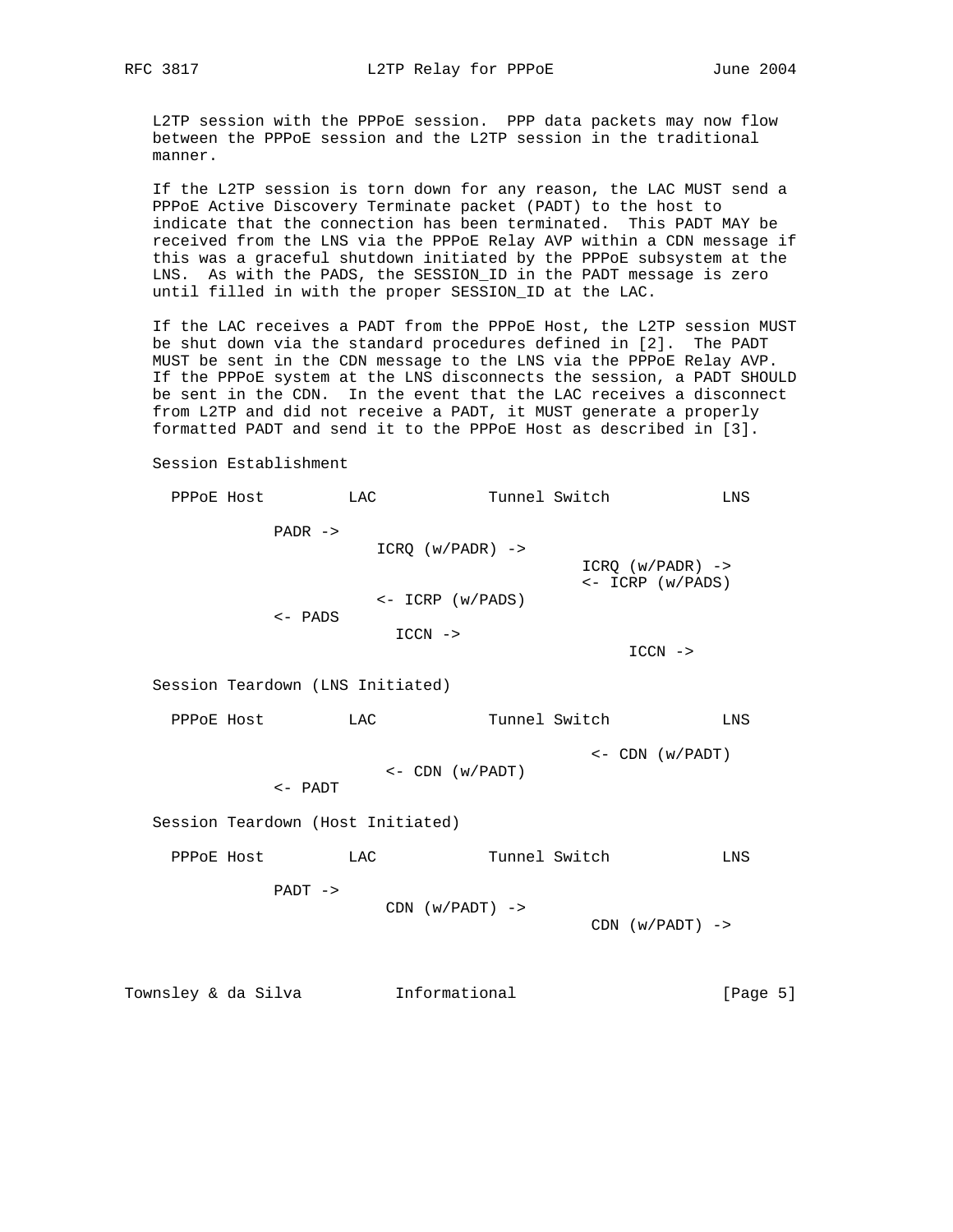L2TP session with the PPPoE session. PPP data packets may now flow between the PPPoE session and the L2TP session in the traditional manner.

If the L2TP session is torn down for any reason, the LAC MUST send a PPPoE Active Discovery Terminate packet (PADT) to the host to indicate that the connection has been terminated. This PADT MAY be received from the LNS via the PPPoE Relay AVP within a CDN message if this was a graceful shutdown initiated by the PPPoE subsystem at the LNS. As with the PADS, the SESSION_ID in the PADT message is zero until filled in with the proper SESSION_ID at the LAC.

If the LAC receives a PADT from the PPPoE Host, the L2TP session MUST be shut down via the standard procedures defined in [2]. The PADT MUST be sent in the CDN message to the LNS via the PPPoE Relay AVP. If the PPPoE system at the LNS disconnects the session, a PADT SHOULD be sent in the CDN. In the event that the LAC receives a disconnect from L2TP and did not receive a PADT, it MUST generate a properly formatted PADT and send it to the PPPoE Host as described in [3].

Session Establishment

```
  PPPoE Host         LAC            Tunnel Switch            LNS

            PADR ->
                        ICRQ (w/PADR) ->
                                             ICRQ (w/PADR) ->
                                             <- ICRP (w/PADS)
                        <- ICRP (w/PADS)
            <- PADS
                          ICCN ->
                                                  ICCN ->
```

Session Teardown (LNS Initiated)

```
  PPPoE Host         LAC            Tunnel Switch            LNS

                                              <- CDN (w/PADT)
                         <- CDN (w/PADT)
            <- PADT
```

Session Teardown (Host Initiated)

```
  PPPoE Host         LAC            Tunnel Switch            LNS

            PADT ->
                         CDN (w/PADT) ->
                                              CDN (w/PADT) ->
```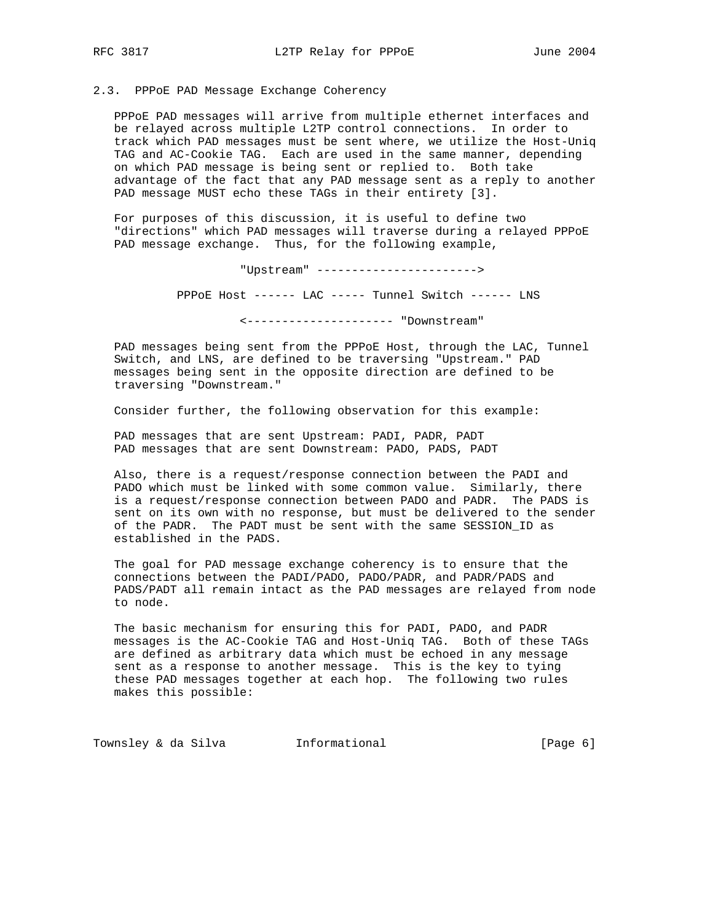### 2.3. PPPoE PAD Message Exchange Coherency

PPPoE PAD messages will arrive from multiple ethernet interfaces and be relayed across multiple L2TP control connections. In order to track which PAD messages must be sent where, we utilize the Host-Uniq TAG and AC-Cookie TAG. Each are used in the same manner, depending on which PAD message is being sent or replied to. Both take advantage of the fact that any PAD message sent as a reply to another PAD message MUST echo these TAGs in their entirety [3].

For purposes of this discussion, it is useful to define two "directions" which PAD messages will traverse during a relayed PPPoE PAD message exchange. Thus, for the following example,

```
              "Upstream" ----------------------->

   PPPoE Host ------ LAC ----- Tunnel Switch ------ LNS

              <--------------------- "Downstream"
```

PAD messages being sent from the PPPoE Host, through the LAC, Tunnel Switch, and LNS, are defined to be traversing "Upstream." PAD messages being sent in the opposite direction are defined to be traversing "Downstream."

Consider further, the following observation for this example:

PAD messages that are sent Upstream: PADI, PADR, PADT
PAD messages that are sent Downstream: PADO, PADS, PADT

Also, there is a request/response connection between the PADI and PADO which must be linked with some common value. Similarly, there is a request/response connection between PADO and PADR. The PADS is sent on its own with no response, but must be delivered to the sender of the PADR. The PADT must be sent with the same SESSION_ID as established in the PADS.

The goal for PAD message exchange coherency is to ensure that the connections between the PADI/PADO, PADO/PADR, and PADR/PADS and PADS/PADT all remain intact as the PAD messages are relayed from node to node.

The basic mechanism for ensuring this for PADI, PADO, and PADR messages is the AC-Cookie TAG and Host-Uniq TAG. Both of these TAGs are defined as arbitrary data which must be echoed in any message sent as a response to another message. This is the key to tying these PAD messages together at each hop. The following two rules makes this possible: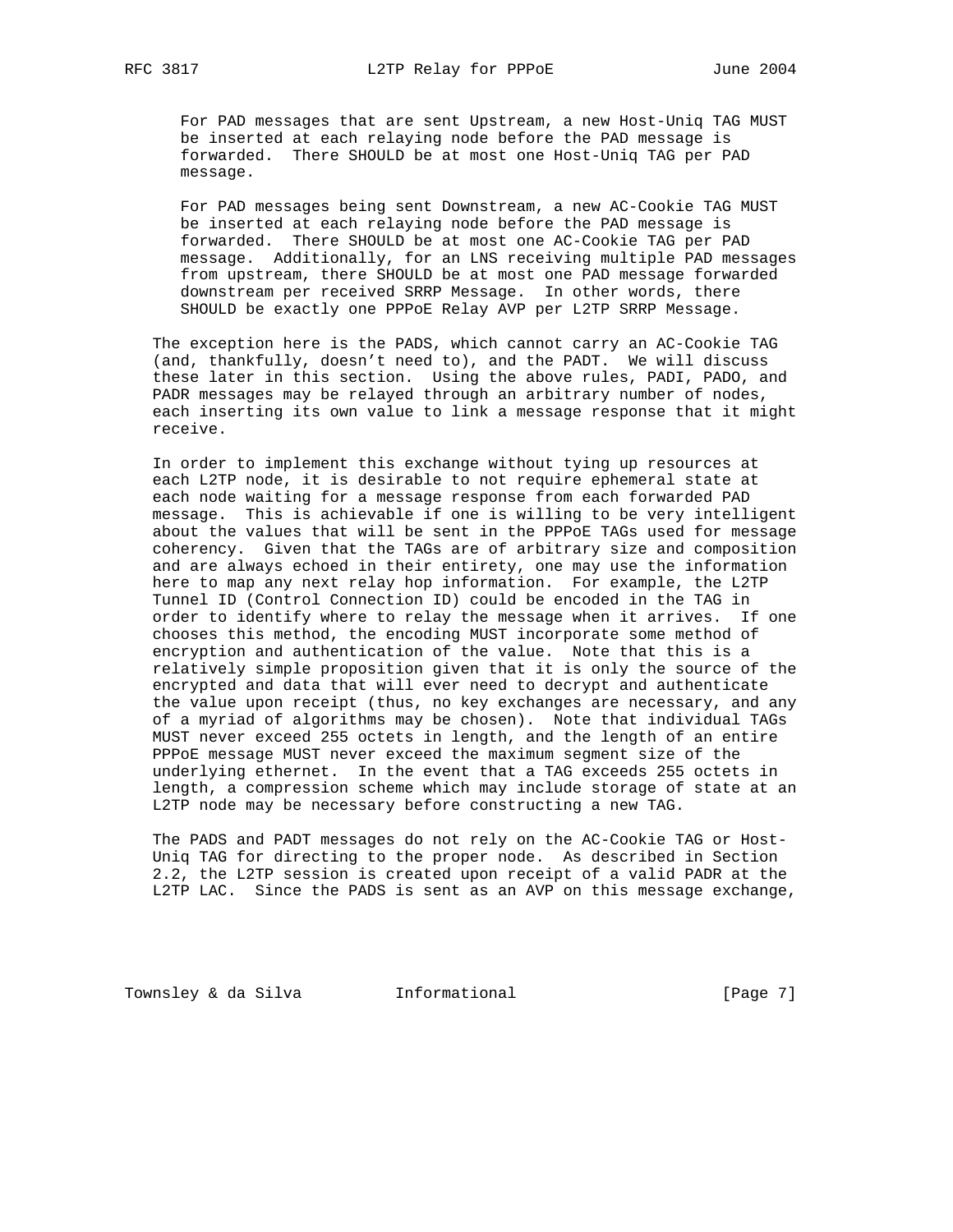For PAD messages that are sent Upstream, a new Host-Uniq TAG MUST be inserted at each relaying node before the PAD message is forwarded. There SHOULD be at most one Host-Uniq TAG per PAD message.

For PAD messages being sent Downstream, a new AC-Cookie TAG MUST be inserted at each relaying node before the PAD message is forwarded. There SHOULD be at most one AC-Cookie TAG per PAD message. Additionally, for an LNS receiving multiple PAD messages from upstream, there SHOULD be at most one PAD message forwarded downstream per received SRRP Message. In other words, there SHOULD be exactly one PPPoE Relay AVP per L2TP SRRP Message.

The exception here is the PADS, which cannot carry an AC-Cookie TAG (and, thankfully, doesn't need to), and the PADT. We will discuss these later in this section. Using the above rules, PADI, PADO, and PADR messages may be relayed through an arbitrary number of nodes, each inserting its own value to link a message response that it might receive.

In order to implement this exchange without tying up resources at each L2TP node, it is desirable to not require ephemeral state at each node waiting for a message response from each forwarded PAD message. This is achievable if one is willing to be very intelligent about the values that will be sent in the PPPoE TAGs used for message coherency. Given that the TAGs are of arbitrary size and composition and are always echoed in their entirety, one may use the information here to map any next relay hop information. For example, the L2TP Tunnel ID (Control Connection ID) could be encoded in the TAG in order to identify where to relay the message when it arrives. If one chooses this method, the encoding MUST incorporate some method of encryption and authentication of the value. Note that this is a relatively simple proposition given that it is only the source of the encrypted and data that will ever need to decrypt and authenticate the value upon receipt (thus, no key exchanges are necessary, and any of a myriad of algorithms may be chosen). Note that individual TAGs MUST never exceed 255 octets in length, and the length of an entire PPPoE message MUST never exceed the maximum segment size of the underlying ethernet. In the event that a TAG exceeds 255 octets in length, a compression scheme which may include storage of state at an L2TP node may be necessary before constructing a new TAG.

The PADS and PADT messages do not rely on the AC-Cookie TAG or Host-Uniq TAG for directing to the proper node. As described in Section 2.2, the L2TP session is created upon receipt of a valid PADR at the L2TP LAC. Since the PADS is sent as an AVP on this message exchange,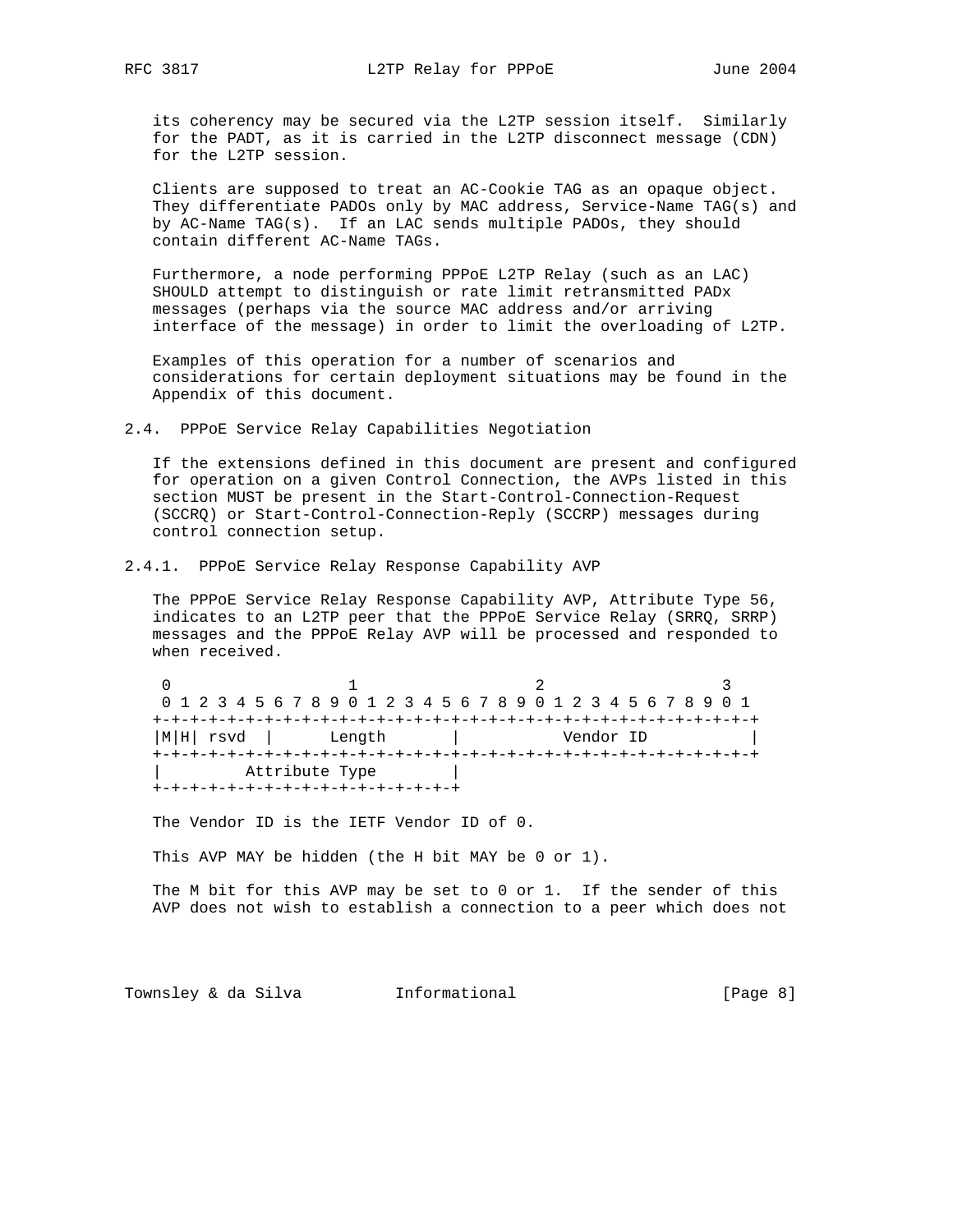its coherency may be secured via the L2TP session itself. Similarly for the PADT, as it is carried in the L2TP disconnect message (CDN) for the L2TP session.

Clients are supposed to treat an AC-Cookie TAG as an opaque object. They differentiate PADOs only by MAC address, Service-Name TAG(s) and by AC-Name TAG(s). If an LAC sends multiple PADOs, they should contain different AC-Name TAGs.

Furthermore, a node performing PPPoE L2TP Relay (such as an LAC) SHOULD attempt to distinguish or rate limit retransmitted PADx messages (perhaps via the source MAC address and/or arriving interface of the message) in order to limit the overloading of L2TP.

Examples of this operation for a number of scenarios and considerations for certain deployment situations may be found in the Appendix of this document.

### 2.4. PPPoE Service Relay Capabilities Negotiation

If the extensions defined in this document are present and configured for operation on a given Control Connection, the AVPs listed in this section MUST be present in the Start-Control-Connection-Request (SCCRQ) or Start-Control-Connection-Reply (SCCRP) messages during control connection setup.

#### 2.4.1. PPPoE Service Relay Response Capability AVP

The PPPoE Service Relay Response Capability AVP, Attribute Type 56, indicates to an L2TP peer that the PPPoE Service Relay (SRRQ, SRRP) messages and the PPPoE Relay AVP will be processed and responded to when received.

```
 0                   1                   2                   3
 0 1 2 3 4 5 6 7 8 9 0 1 2 3 4 5 6 7 8 9 0 1 2 3 4 5 6 7 8 9 0 1
+-+-+-+-+-+-+-+-+-+-+-+-+-+-+-+-+-+-+-+-+-+-+-+-+-+-+-+-+-+-+-+-+
|M|H| rsvd  |      Length       |           Vendor ID           |
+-+-+-+-+-+-+-+-+-+-+-+-+-+-+-+-+-+-+-+-+-+-+-+-+-+-+-+-+-+-+-+-+
|         Attribute Type        |
+-+-+-+-+-+-+-+-+-+-+-+-+-+-+-+-+
```

The Vendor ID is the IETF Vendor ID of 0.

This AVP MAY be hidden (the H bit MAY be 0 or 1).

The M bit for this AVP may be set to 0 or 1. If the sender of this AVP does not wish to establish a connection to a peer which does not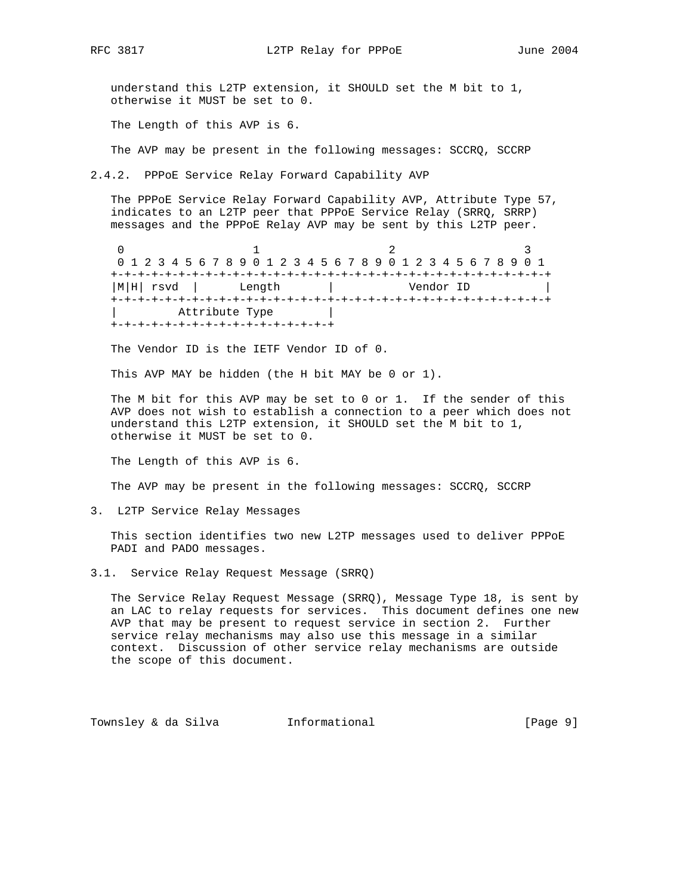understand this L2TP extension, it SHOULD set the M bit to 1, otherwise it MUST be set to 0.

The Length of this AVP is 6.

The AVP may be present in the following messages: SCCRQ, SCCRP

### 2.4.2. PPPoE Service Relay Forward Capability AVP

The PPPoE Service Relay Forward Capability AVP, Attribute Type 57, indicates to an L2TP peer that PPPoE Service Relay (SRRQ, SRRP) messages and the PPPoE Relay AVP may be sent by this L2TP peer.

```
 0                   1                   2                   3
 0 1 2 3 4 5 6 7 8 9 0 1 2 3 4 5 6 7 8 9 0 1 2 3 4 5 6 7 8 9 0 1
+-+-+-+-+-+-+-+-+-+-+-+-+-+-+-+-+-+-+-+-+-+-+-+-+-+-+-+-+-+-+-+-+
|M|H| rsvd  |      Length       |           Vendor ID           |
+-+-+-+-+-+-+-+-+-+-+-+-+-+-+-+-+-+-+-+-+-+-+-+-+-+-+-+-+-+-+-+-+
|         Attribute Type        |
+-+-+-+-+-+-+-+-+-+-+-+-+-+-+-+-+
```

The Vendor ID is the IETF Vendor ID of 0.

This AVP MAY be hidden (the H bit MAY be 0 or 1).

The M bit for this AVP may be set to 0 or 1. If the sender of this AVP does not wish to establish a connection to a peer which does not understand this L2TP extension, it SHOULD set the M bit to 1, otherwise it MUST be set to 0.

The Length of this AVP is 6.

The AVP may be present in the following messages: SCCRQ, SCCRP

## 3. L2TP Service Relay Messages

This section identifies two new L2TP messages used to deliver PPPoE PADI and PADO messages.

### 3.1. Service Relay Request Message (SRRQ)

The Service Relay Request Message (SRRQ), Message Type 18, is sent by an LAC to relay requests for services. This document defines one new AVP that may be present to request service in section 2. Further service relay mechanisms may also use this message in a similar context. Discussion of other service relay mechanisms are outside the scope of this document.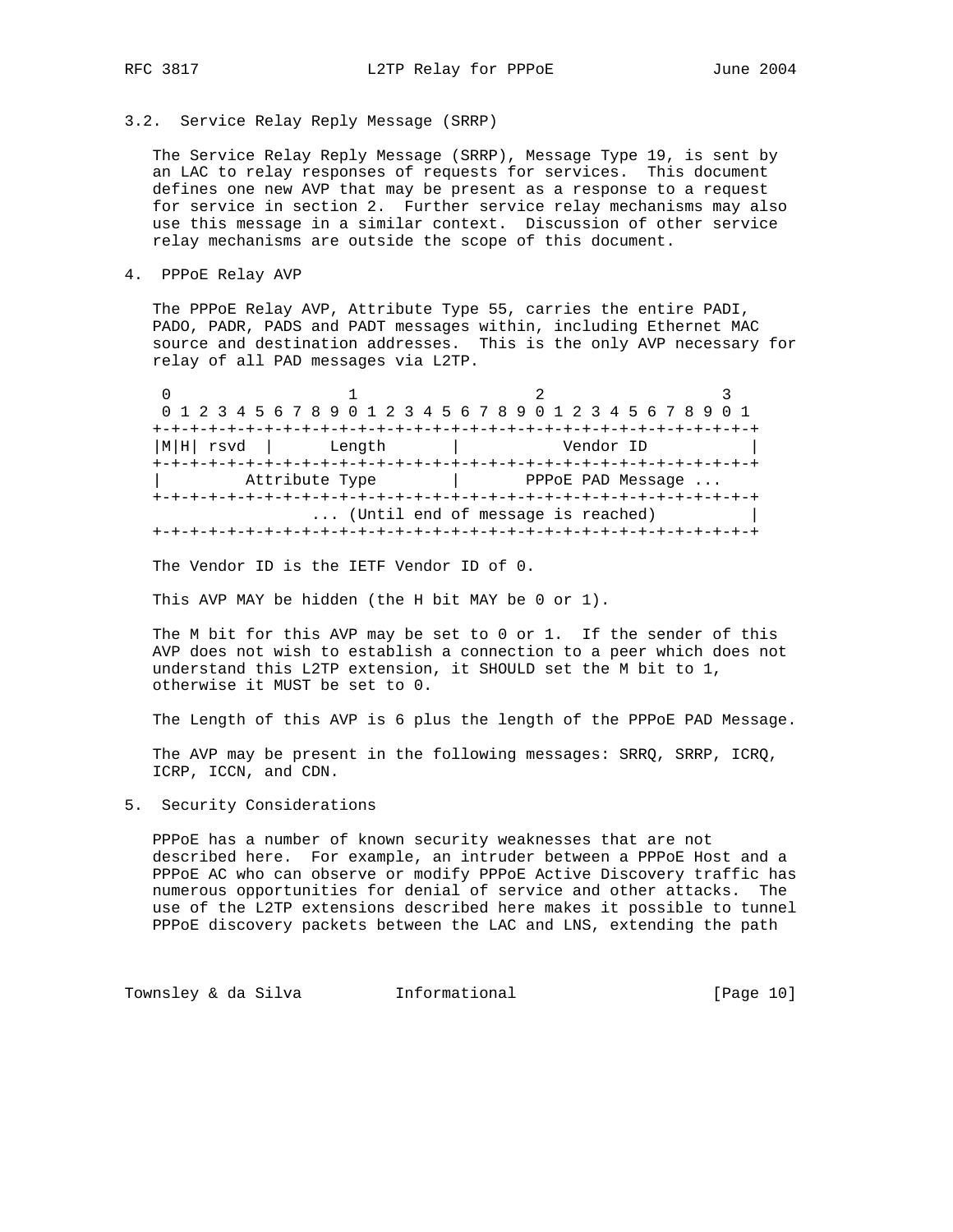### 3.2. Service Relay Reply Message (SRRP)

The Service Relay Reply Message (SRRP), Message Type 19, is sent by an LAC to relay responses of requests for services. This document defines one new AVP that may be present as a response to a request for service in section 2. Further service relay mechanisms may also use this message in a similar context. Discussion of other service relay mechanisms are outside the scope of this document.

## 4. PPPoE Relay AVP

The PPPoE Relay AVP, Attribute Type 55, carries the entire PADI, PADO, PADR, PADS and PADT messages within, including Ethernet MAC source and destination addresses. This is the only AVP necessary for relay of all PAD messages via L2TP.

```
 0                   1                   2                   3
 0 1 2 3 4 5 6 7 8 9 0 1 2 3 4 5 6 7 8 9 0 1 2 3 4 5 6 7 8 9 0 1
+-+-+-+-+-+-+-+-+-+-+-+-+-+-+-+-+-+-+-+-+-+-+-+-+-+-+-+-+-+-+-+-+
|M|H| rsvd  |      Length       |           Vendor ID           |
+-+-+-+-+-+-+-+-+-+-+-+-+-+-+-+-+-+-+-+-+-+-+-+-+-+-+-+-+-+-+-+-+
|        Attribute Type         |       PPPoE PAD Message ...
+-+-+-+-+-+-+-+-+-+-+-+-+-+-+-+-+-+-+-+-+-+-+-+-+-+-+-+-+-+-+-+-+
                 ... (Until end of message is reached)          |
+-+-+-+-+-+-+-+-+-+-+-+-+-+-+-+-+-+-+-+-+-+-+-+-+-+-+-+-+-+-+-+-+
```

The Vendor ID is the IETF Vendor ID of 0.

This AVP MAY be hidden (the H bit MAY be 0 or 1).

The M bit for this AVP may be set to 0 or 1. If the sender of this AVP does not wish to establish a connection to a peer which does not understand this L2TP extension, it SHOULD set the M bit to 1, otherwise it MUST be set to 0.

The Length of this AVP is 6 plus the length of the PPPoE PAD Message.

The AVP may be present in the following messages: SRRQ, SRRP, ICRQ, ICRP, ICCN, and CDN.

## 5. Security Considerations

PPPoE has a number of known security weaknesses that are not described here. For example, an intruder between a PPPoE Host and a PPPoE AC who can observe or modify PPPoE Active Discovery traffic has numerous opportunities for denial of service and other attacks. The use of the L2TP extensions described here makes it possible to tunnel PPPoE discovery packets between the LAC and LNS, extending the path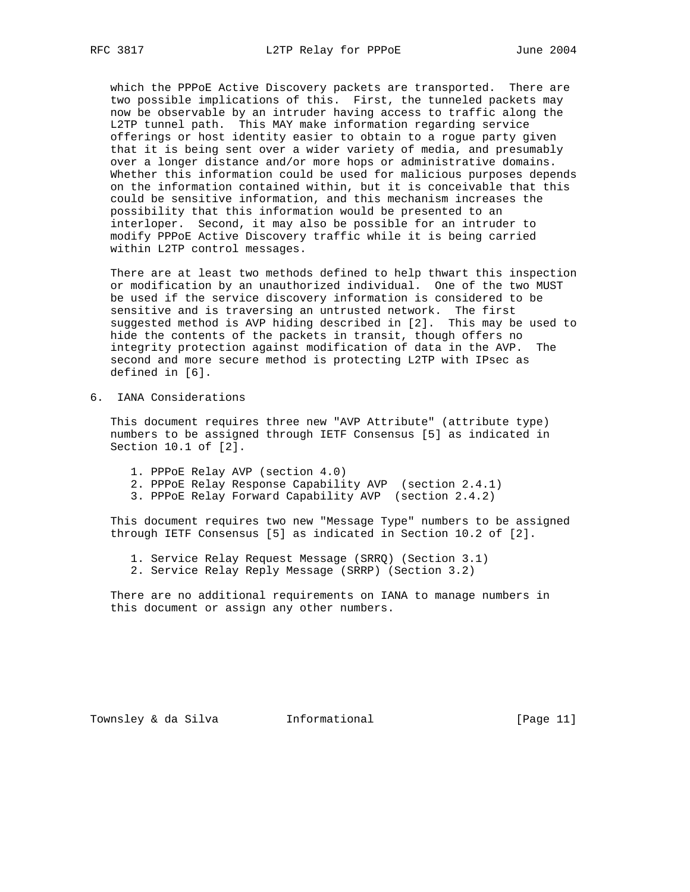which the PPPoE Active Discovery packets are transported. There are two possible implications of this. First, the tunneled packets may now be observable by an intruder having access to traffic along the L2TP tunnel path. This MAY make information regarding service offerings or host identity easier to obtain to a rogue party given that it is being sent over a wider variety of media, and presumably over a longer distance and/or more hops or administrative domains. Whether this information could be used for malicious purposes depends on the information contained within, but it is conceivable that this could be sensitive information, and this mechanism increases the possibility that this information would be presented to an interloper. Second, it may also be possible for an intruder to modify PPPoE Active Discovery traffic while it is being carried within L2TP control messages.

There are at least two methods defined to help thwart this inspection or modification by an unauthorized individual. One of the two MUST be used if the service discovery information is considered to be sensitive and is traversing an untrusted network. The first suggested method is AVP hiding described in [2]. This may be used to hide the contents of the packets in transit, though offers no integrity protection against modification of data in the AVP. The second and more secure method is protecting L2TP with IPsec as defined in [6].

## 6. IANA Considerations

This document requires three new "AVP Attribute" (attribute type) numbers to be assigned through IETF Consensus [5] as indicated in Section 10.1 of [2].

1. PPPoE Relay AVP (section 4.0)
2. PPPoE Relay Response Capability AVP (section 2.4.1)
3. PPPoE Relay Forward Capability AVP (section 2.4.2)

This document requires two new "Message Type" numbers to be assigned through IETF Consensus [5] as indicated in Section 10.2 of [2].

1. Service Relay Request Message (SRRQ) (Section 3.1)
2. Service Relay Reply Message (SRRP) (Section 3.2)

There are no additional requirements on IANA to manage numbers in this document or assign any other numbers.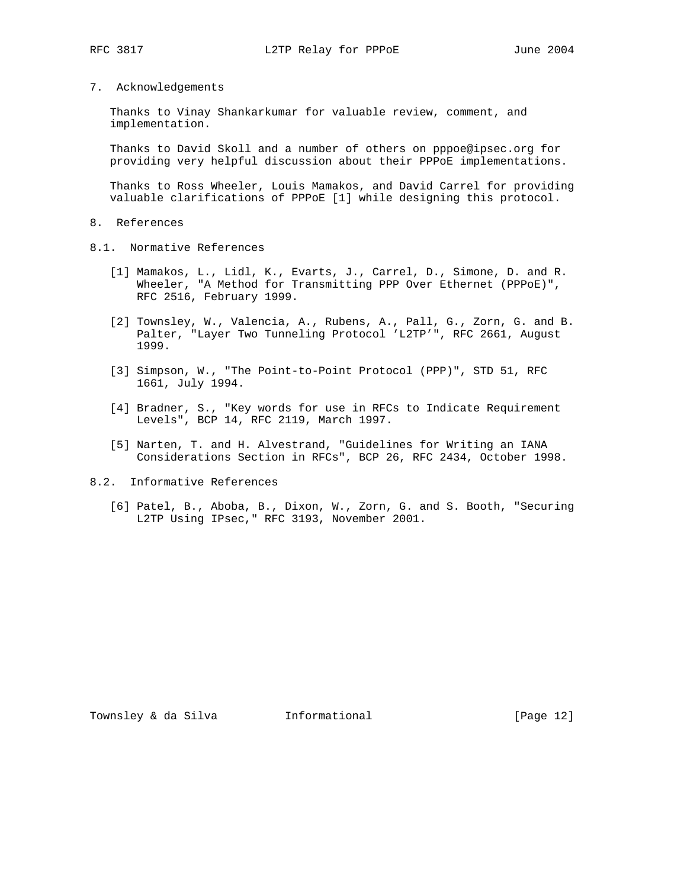## 7. Acknowledgements

Thanks to Vinay Shankarkumar for valuable review, comment, and implementation.

Thanks to David Skoll and a number of others on pppoe@ipsec.org for providing very helpful discussion about their PPPoE implementations.

Thanks to Ross Wheeler, Louis Mamakos, and David Carrel for providing valuable clarifications of PPPoE [1] while designing this protocol.

## 8. References

### 8.1. Normative References

[1] Mamakos, L., Lidl, K., Evarts, J., Carrel, D., Simone, D. and R. Wheeler, "A Method for Transmitting PPP Over Ethernet (PPPoE)", RFC 2516, February 1999.

[2] Townsley, W., Valencia, A., Rubens, A., Pall, G., Zorn, G. and B. Palter, "Layer Two Tunneling Protocol 'L2TP'", RFC 2661, August 1999.

[3] Simpson, W., "The Point-to-Point Protocol (PPP)", STD 51, RFC 1661, July 1994.

[4] Bradner, S., "Key words for use in RFCs to Indicate Requirement Levels", BCP 14, RFC 2119, March 1997.

[5] Narten, T. and H. Alvestrand, "Guidelines for Writing an IANA Considerations Section in RFCs", BCP 26, RFC 2434, October 1998.

### 8.2. Informative References

[6] Patel, B., Aboba, B., Dixon, W., Zorn, G. and S. Booth, "Securing L2TP Using IPsec," RFC 3193, November 2001.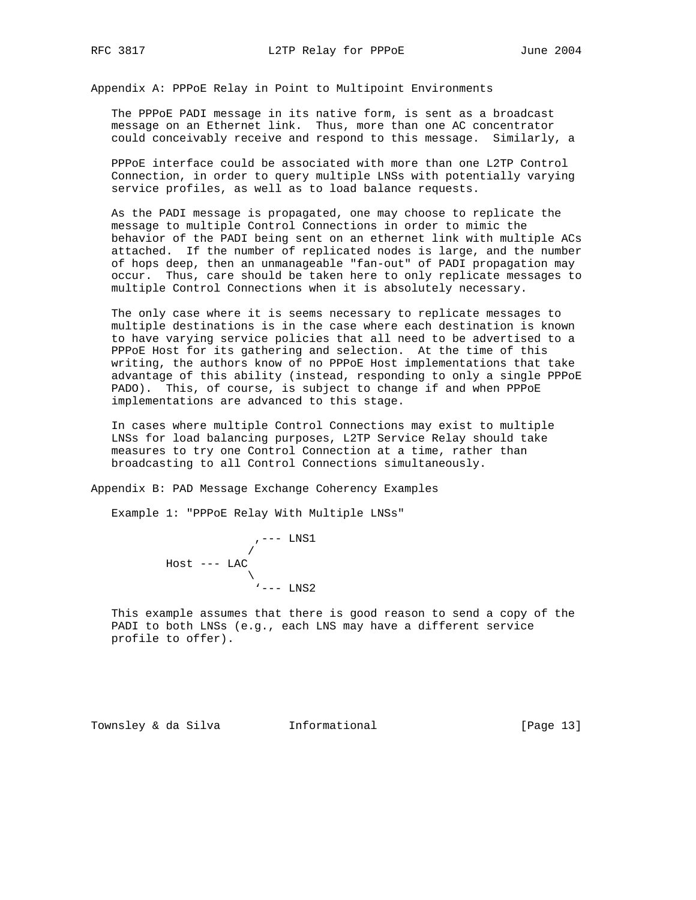## Appendix A: PPPoE Relay in Point to Multipoint Environments

The PPPoE PADI message in its native form, is sent as a broadcast message on an Ethernet link. Thus, more than one AC concentrator could conceivably receive and respond to this message. Similarly, a

PPPoE interface could be associated with more than one L2TP Control Connection, in order to query multiple LNSs with potentially varying service profiles, as well as to load balance requests.

As the PADI message is propagated, one may choose to replicate the message to multiple Control Connections in order to mimic the behavior of the PADI being sent on an ethernet link with multiple ACs attached. If the number of replicated nodes is large, and the number of hops deep, then an unmanageable "fan-out" of PADI propagation may occur. Thus, care should be taken here to only replicate messages to multiple Control Connections when it is absolutely necessary.

The only case where it is seems necessary to replicate messages to multiple destinations is in the case where each destination is known to have varying service policies that all need to be advertised to a PPPoE Host for its gathering and selection. At the time of this writing, the authors know of no PPPoE Host implementations that take advantage of this ability (instead, responding to only a single PPPoE PADO). This, of course, is subject to change if and when PPPoE implementations are advanced to this stage.

In cases where multiple Control Connections may exist to multiple LNSs for load balancing purposes, L2TP Service Relay should take measures to try one Control Connection at a time, rather than broadcasting to all Control Connections simultaneously.

## Appendix B: PAD Message Exchange Coherency Examples

Example 1: "PPPoE Relay With Multiple LNSs"

```
                  ,--- LNS1
                 /
      Host --- LAC
                 \
                  '--- LNS2
```

This example assumes that there is good reason to send a copy of the PADI to both LNSs (e.g., each LNS may have a different service profile to offer).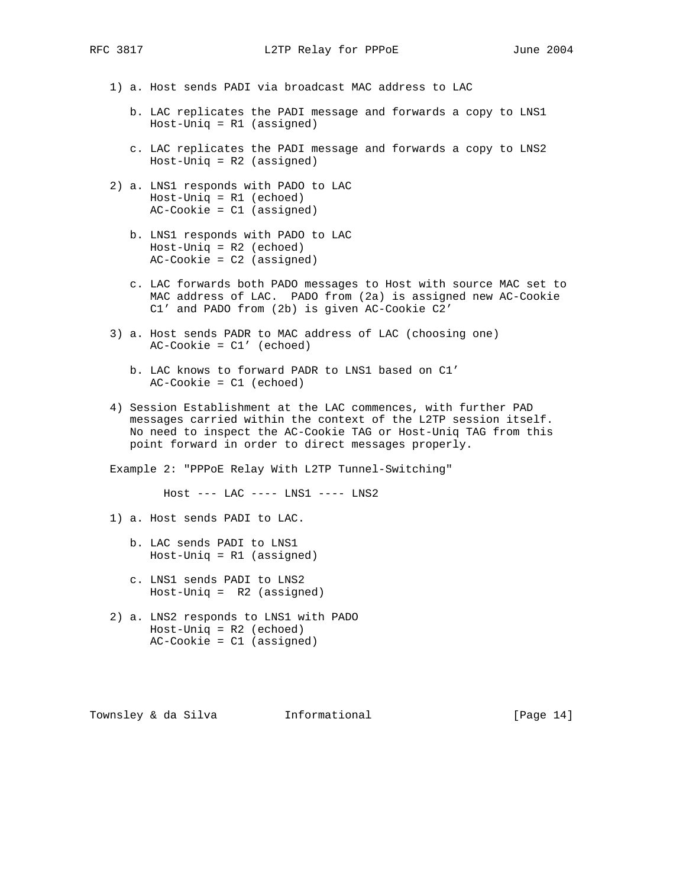1) a. Host sends PADI via broadcast MAC address to LAC

   b. LAC replicates the PADI message and forwards a copy to LNS1
      Host-Uniq = R1 (assigned)

   c. LAC replicates the PADI message and forwards a copy to LNS2
      Host-Uniq = R2 (assigned)

2) a. LNS1 responds with PADO to LAC
      Host-Uniq = R1 (echoed)
      AC-Cookie = C1 (assigned)

   b. LNS1 responds with PADO to LAC
      Host-Uniq = R2 (echoed)
      AC-Cookie = C2 (assigned)

   c. LAC forwards both PADO messages to Host with source MAC set to
      MAC address of LAC.  PADO from (2a) is assigned new AC-Cookie
      C1' and PADO from (2b) is given AC-Cookie C2'

3) a. Host sends PADR to MAC address of LAC (choosing one)
      AC-Cookie = C1' (echoed)

   b. LAC knows to forward PADR to LNS1 based on C1'
      AC-Cookie = C1 (echoed)

4) Session Establishment at the LAC commences, with further PAD
   messages carried within the context of the L2TP session itself.
   No need to inspect the AC-Cookie TAG or Host-Uniq TAG from this
   point forward in order to direct messages properly.

Example 2: "PPPoE Relay With L2TP Tunnel-Switching"

```
      Host --- LAC ---- LNS1 ---- LNS2
```

1) a. Host sends PADI to LAC.

   b. LAC sends PADI to LNS1
      Host-Uniq = R1 (assigned)

   c. LNS1 sends PADI to LNS2
      Host-Uniq =  R2 (assigned)

2) a. LNS2 responds to LNS1 with PADO
      Host-Uniq = R2 (echoed)
      AC-Cookie = C1 (assigned)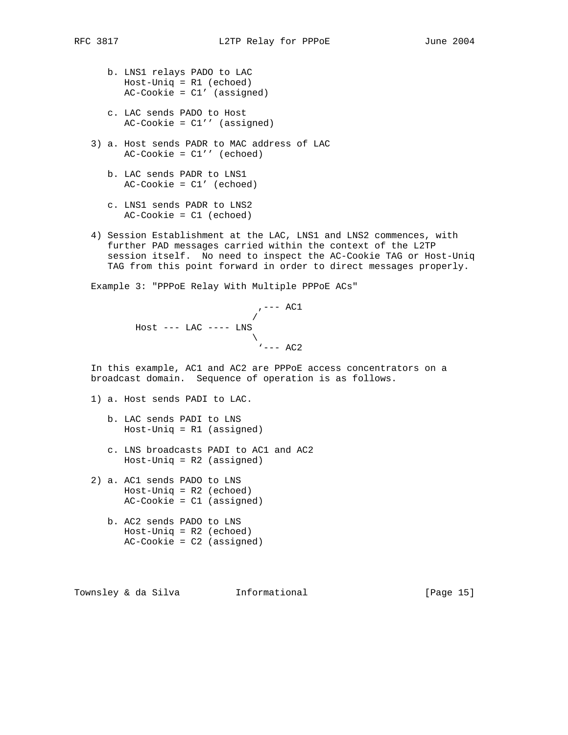b. LNS1 relays PADO to LAC
      Host-Uniq = R1 (echoed)
      AC-Cookie = C1′ (assigned)

   c. LAC sends PADO to Host
      AC-Cookie = C1′′ (assigned)

3) a. Host sends PADR to MAC address of LAC
      AC-Cookie = C1′′ (echoed)

   b. LAC sends PADR to LNS1
      AC-Cookie = C1′ (echoed)

   c. LNS1 sends PADR to LNS2
      AC-Cookie = C1 (echoed)

4) Session Establishment at the LAC, LNS1 and LNS2 commences, with further PAD messages carried within the context of the L2TP session itself. No need to inspect the AC-Cookie TAG or Host-Uniq TAG from this point forward in order to direct messages properly.

Example 3: "PPPoE Relay With Multiple PPPoE ACs"

```
                             ,--- AC1
                            /
        Host --- LAC ---- LNS
                            \
                             `--- AC2
```

In this example, AC1 and AC2 are PPPoE access concentrators on a broadcast domain. Sequence of operation is as follows.

1) a. Host sends PADI to LAC.

   b. LAC sends PADI to LNS
      Host-Uniq = R1 (assigned)

   c. LNS broadcasts PADI to AC1 and AC2
      Host-Uniq = R2 (assigned)

2) a. AC1 sends PADO to LNS
      Host-Uniq = R2 (echoed)
      AC-Cookie = C1 (assigned)

   b. AC2 sends PADO to LNS
      Host-Uniq = R2 (echoed)
      AC-Cookie = C2 (assigned)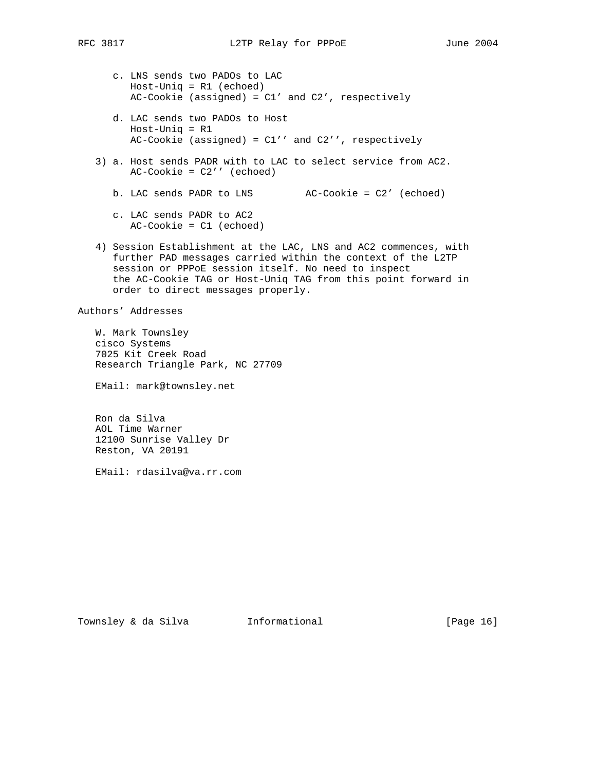c. LNS sends two PADOs to LAC
   Host-Uniq = R1 (echoed)
   AC-Cookie (assigned) = C1' and C2', respectively

d. LAC sends two PADOs to Host
   Host-Uniq = R1
   AC-Cookie (assigned) = C1'' and C2'', respectively

3) a. Host sends PADR with to LAC to select service from AC2.
      AC-Cookie = C2'' (echoed)

   b. LAC sends PADR to LNS         AC-Cookie = C2' (echoed)

   c. LAC sends PADR to AC2
      AC-Cookie = C1 (echoed)

4) Session Establishment at the LAC, LNS and AC2 commences, with further PAD messages carried within the context of the L2TP session or PPPoE session itself. No need to inspect the AC-Cookie TAG or Host-Uniq TAG from this point forward in order to direct messages properly.

# Authors' Addresses

W. Mark Townsley
cisco Systems
7025 Kit Creek Road
Research Triangle Park, NC 27709

EMail: mark@townsley.net

Ron da Silva
AOL Time Warner
12100 Sunrise Valley Dr
Reston, VA 20191

EMail: rdasilva@va.rr.com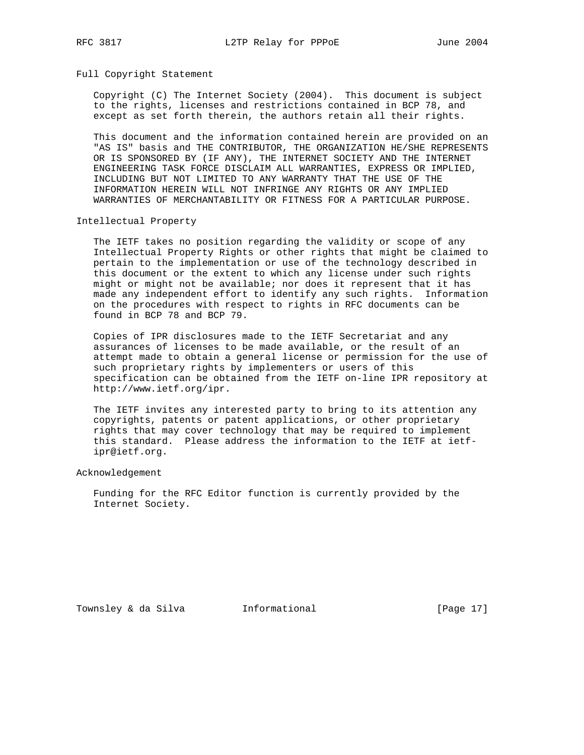## Full Copyright Statement

Copyright (C) The Internet Society (2004). This document is subject to the rights, licenses and restrictions contained in BCP 78, and except as set forth therein, the authors retain all their rights.

This document and the information contained herein are provided on an "AS IS" basis and THE CONTRIBUTOR, THE ORGANIZATION HE/SHE REPRESENTS OR IS SPONSORED BY (IF ANY), THE INTERNET SOCIETY AND THE INTERNET ENGINEERING TASK FORCE DISCLAIM ALL WARRANTIES, EXPRESS OR IMPLIED, INCLUDING BUT NOT LIMITED TO ANY WARRANTY THAT THE USE OF THE INFORMATION HEREIN WILL NOT INFRINGE ANY RIGHTS OR ANY IMPLIED WARRANTIES OF MERCHANTABILITY OR FITNESS FOR A PARTICULAR PURPOSE.

## Intellectual Property

The IETF takes no position regarding the validity or scope of any Intellectual Property Rights or other rights that might be claimed to pertain to the implementation or use of the technology described in this document or the extent to which any license under such rights might or might not be available; nor does it represent that it has made any independent effort to identify any such rights. Information on the procedures with respect to rights in RFC documents can be found in BCP 78 and BCP 79.

Copies of IPR disclosures made to the IETF Secretariat and any assurances of licenses to be made available, or the result of an attempt made to obtain a general license or permission for the use of such proprietary rights by implementers or users of this specification can be obtained from the IETF on-line IPR repository at http://www.ietf.org/ipr.

The IETF invites any interested party to bring to its attention any copyrights, patents or patent applications, or other proprietary rights that may cover technology that may be required to implement this standard. Please address the information to the IETF at ietf-ipr@ietf.org.

## Acknowledgement

Funding for the RFC Editor function is currently provided by the Internet Society.